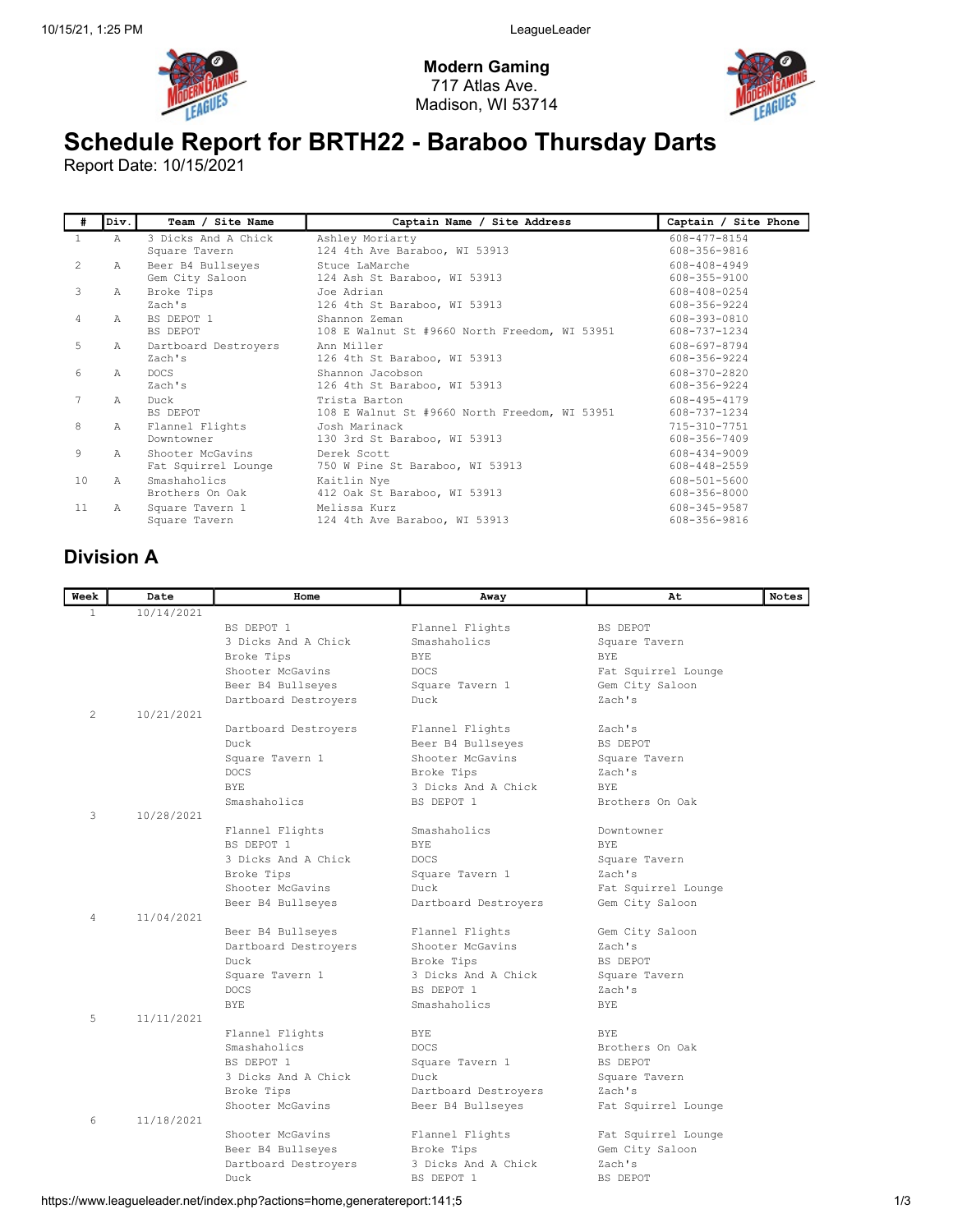**Modern Gaming**
717 Atlas Ave.
Madison, WI 53714

# Schedule Report for BRTH22 - Baraboo Thursday Darts

Report Date: 10/15/2021

| # | Div. | Team / Site Name | Captain Name / Site Address | Captain / Site Phone |
|---|---|---|---|---|
| 1 | A | 3 Dicks And A Chick<br>Square Tavern | Ashley Moriarty<br>124 4th Ave Baraboo, WI 53913 | 608-477-8154<br>608-356-9816 |
| 2 | A | Beer B4 Bullseyes<br>Gem City Saloon | Stuce LaMarche<br>124 Ash St Baraboo, WI 53913 | 608-408-4949<br>608-355-9100 |
| 3 | A | Broke Tips<br>Zach's | Joe Adrian<br>126 4th St Baraboo, WI 53913 | 608-408-0254<br>608-356-9224 |
| 4 | A | BS DEPOT 1<br>BS DEPOT | Shannon Zeman<br>108 E Walnut St #9660 North Freedom, WI 53951 | 608-393-0810<br>608-737-1234 |
| 5 | A | Dartboard Destroyers<br>Zach's | Ann Miller<br>126 4th St Baraboo, WI 53913 | 608-697-8794<br>608-356-9224 |
| 6 | A | DOCS<br>Zach's | Shannon Jacobson<br>126 4th St Baraboo, WI 53913 | 608-370-2820<br>608-356-9224 |
| 7 | A | Duck<br>BS DEPOT | Trista Barton<br>108 E Walnut St #9660 North Freedom, WI 53951 | 608-495-4179<br>608-737-1234 |
| 8 | A | Flannel Flights<br>Downtowner | Josh Marinack<br>130 3rd St Baraboo, WI 53913 | 715-310-7751<br>608-356-7409 |
| 9 | A | Shooter McGavins<br>Fat Squirrel Lounge | Derek Scott<br>750 W Pine St Baraboo, WI 53913 | 608-434-9009<br>608-448-2559 |
| 10 | A | Smashaholics<br>Brothers On Oak | Kaitlin Nye<br>412 Oak St Baraboo, WI 53913 | 608-501-5600<br>608-356-8000 |
| 11 | A | Square Tavern 1<br>Square Tavern | Melissa Kurz<br>124 4th Ave Baraboo, WI 53913 | 608-345-9587<br>608-356-9816 |

## Division A

| Week | Date | Home | Away | At | Notes |
|---|---|---|---|---|---|
| 1 | 10/14/2021 | | | | |
| | | BS DEPOT 1 | Flannel Flights | BS DEPOT | |
| | | 3 Dicks And A Chick | Smashaholics | Square Tavern | |
| | | Broke Tips | BYE | BYE | |
| | | Shooter McGavins | DOCS | Fat Squirrel Lounge | |
| | | Beer B4 Bullseyes | Square Tavern 1 | Gem City Saloon | |
| | | Dartboard Destroyers | Duck | Zach's | |
| 2 | 10/21/2021 | | | | |
| | | Dartboard Destroyers | Flannel Flights | Zach's | |
| | | Duck | Beer B4 Bullseyes | BS DEPOT | |
| | | Square Tavern 1 | Shooter McGavins | Square Tavern | |
| | | DOCS | Broke Tips | Zach's | |
| | | BYE | 3 Dicks And A Chick | BYE | |
| | | Smashaholics | BS DEPOT 1 | Brothers On Oak | |
| 3 | 10/28/2021 | | | | |
| | | Flannel Flights | Smashaholics | Downtowner | |
| | | BS DEPOT 1 | BYE | BYE | |
| | | 3 Dicks And A Chick | DOCS | Square Tavern | |
| | | Broke Tips | Square Tavern 1 | Zach's | |
| | | Shooter McGavins | Duck | Fat Squirrel Lounge | |
| | | Beer B4 Bullseyes | Dartboard Destroyers | Gem City Saloon | |
| 4 | 11/04/2021 | | | | |
| | | Beer B4 Bullseyes | Flannel Flights | Gem City Saloon | |
| | | Dartboard Destroyers | Shooter McGavins | Zach's | |
| | | Duck | Broke Tips | BS DEPOT | |
| | | Square Tavern 1 | 3 Dicks And A Chick | Square Tavern | |
| | | DOCS | BS DEPOT 1 | Zach's | |
| | | BYE | Smashaholics | BYE | |
| 5 | 11/11/2021 | | | | |
| | | Flannel Flights | BYE | BYE | |
| | | Smashaholics | DOCS | Brothers On Oak | |
| | | BS DEPOT 1 | Square Tavern 1 | BS DEPOT | |
| | | 3 Dicks And A Chick | Duck | Square Tavern | |
| | | Broke Tips | Dartboard Destroyers | Zach's | |
| | | Shooter McGavins | Beer B4 Bullseyes | Fat Squirrel Lounge | |
| 6 | 11/18/2021 | | | | |
| | | Shooter McGavins | Flannel Flights | Fat Squirrel Lounge | |
| | | Beer B4 Bullseyes | Broke Tips | Gem City Saloon | |
| | | Dartboard Destroyers | 3 Dicks And A Chick | Zach's | |
| | | Duck | BS DEPOT 1 | BS DEPOT | |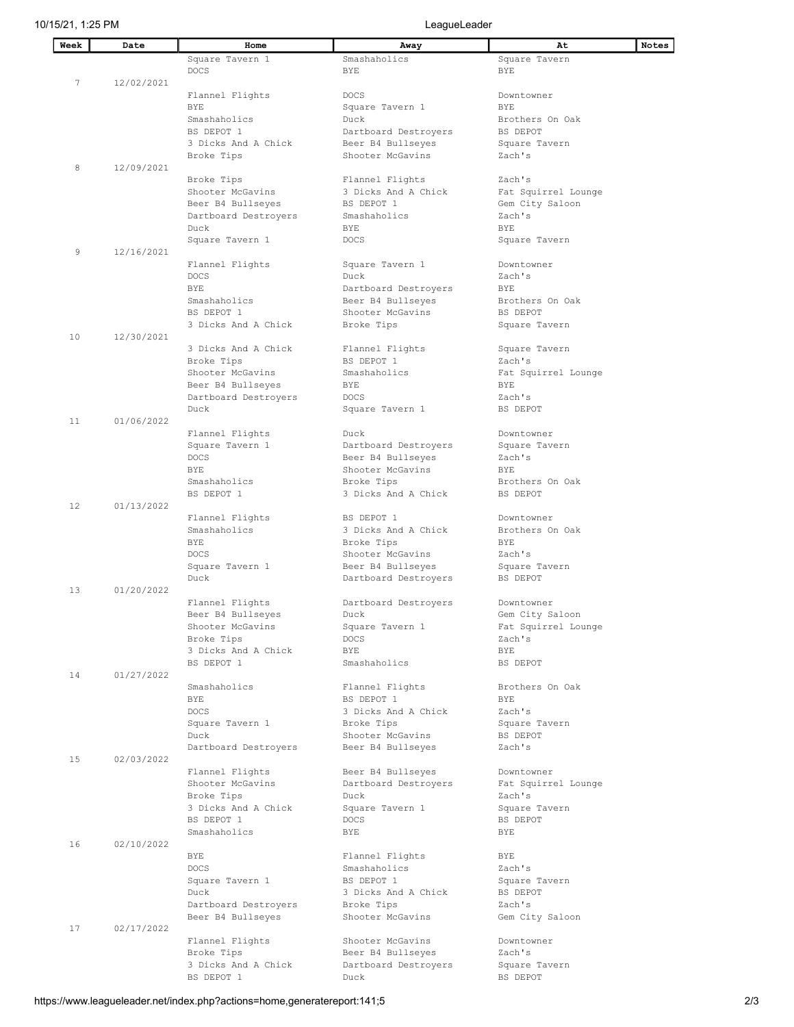| Week | Date | Home | Away | At | Notes |
|---|---|---|---|---|---|
| | | Square Tavern 1 | Smashaholics | Square Tavern | |
| | | DOCS | BYE | BYE | |
| 7 | 12/02/2021 | | | | |
| | | Flannel Flights | DOCS | Downtowner | |
| | | BYE | Square Tavern 1 | BYE | |
| | | Smashaholics | Duck | Brothers On Oak | |
| | | BS DEPOT 1 | Dartboard Destroyers | BS DEPOT | |
| | | 3 Dicks And A Chick | Beer B4 Bullseyes | Square Tavern | |
| | | Broke Tips | Shooter McGavins | Zach's | |
| 8 | 12/09/2021 | | | | |
| | | Broke Tips | Flannel Flights | Zach's | |
| | | Shooter McGavins | 3 Dicks And A Chick | Fat Squirrel Lounge | |
| | | Beer B4 Bullseyes | BS DEPOT 1 | Gem City Saloon | |
| | | Dartboard Destroyers | Smashaholics | Zach's | |
| | | Duck | BYE | BYE | |
| | | Square Tavern 1 | DOCS | Square Tavern | |
| 9 | 12/16/2021 | | | | |
| | | Flannel Flights | Square Tavern 1 | Downtowner | |
| | | DOCS | Duck | Zach's | |
| | | BYE | Dartboard Destroyers | BYE | |
| | | Smashaholics | Beer B4 Bullseyes | Brothers On Oak | |
| | | BS DEPOT 1 | Shooter McGavins | BS DEPOT | |
| | | 3 Dicks And A Chick | Broke Tips | Square Tavern | |
| 10 | 12/30/2021 | | | | |
| | | 3 Dicks And A Chick | Flannel Flights | Square Tavern | |
| | | Broke Tips | BS DEPOT 1 | Zach's | |
| | | Shooter McGavins | Smashaholics | Fat Squirrel Lounge | |
| | | Beer B4 Bullseyes | BYE | BYE | |
| | | Dartboard Destroyers | DOCS | Zach's | |
| | | Duck | Square Tavern 1 | BS DEPOT | |
| 11 | 01/06/2022 | | | | |
| | | Flannel Flights | Duck | Downtowner | |
| | | Square Tavern 1 | Dartboard Destroyers | Square Tavern | |
| | | DOCS | Beer B4 Bullseyes | Zach's | |
| | | BYE | Shooter McGavins | BYE | |
| | | Smashaholics | Broke Tips | Brothers On Oak | |
| | | BS DEPOT 1 | 3 Dicks And A Chick | BS DEPOT | |
| 12 | 01/13/2022 | | | | |
| | | Flannel Flights | BS DEPOT 1 | Downtowner | |
| | | Smashaholics | 3 Dicks And A Chick | Brothers On Oak | |
| | | BYE | Broke Tips | BYE | |
| | | DOCS | Shooter McGavins | Zach's | |
| | | Square Tavern 1 | Beer B4 Bullseyes | Square Tavern | |
| | | Duck | Dartboard Destroyers | BS DEPOT | |
| 13 | 01/20/2022 | | | | |
| | | Flannel Flights | Dartboard Destroyers | Downtowner | |
| | | Beer B4 Bullseyes | Duck | Gem City Saloon | |
| | | Shooter McGavins | Square Tavern 1 | Fat Squirrel Lounge | |
| | | Broke Tips | DOCS | Zach's | |
| | | 3 Dicks And A Chick | BYE | BYE | |
| | | BS DEPOT 1 | Smashaholics | BS DEPOT | |
| 14 | 01/27/2022 | | | | |
| | | Smashaholics | Flannel Flights | Brothers On Oak | |
| | | BYE | BS DEPOT 1 | BYE | |
| | | DOCS | 3 Dicks And A Chick | Zach's | |
| | | Square Tavern 1 | Broke Tips | Square Tavern | |
| | | Duck | Shooter McGavins | BS DEPOT | |
| | | Dartboard Destroyers | Beer B4 Bullseyes | Zach's | |
| 15 | 02/03/2022 | | | | |
| | | Flannel Flights | Beer B4 Bullseyes | Downtowner | |
| | | Shooter McGavins | Dartboard Destroyers | Fat Squirrel Lounge | |
| | | Broke Tips | Duck | Zach's | |
| | | 3 Dicks And A Chick | Square Tavern 1 | Square Tavern | |
| | | BS DEPOT 1 | DOCS | BS DEPOT | |
| | | Smashaholics | BYE | BYE | |
| 16 | 02/10/2022 | | | | |
| | | BYE | Flannel Flights | BYE | |
| | | DOCS | Smashaholics | Zach's | |
| | | Square Tavern 1 | BS DEPOT 1 | Square Tavern | |
| | | Duck | 3 Dicks And A Chick | BS DEPOT | |
| | | Dartboard Destroyers | Broke Tips | Zach's | |
| | | Beer B4 Bullseyes | Shooter McGavins | Gem City Saloon | |
| 17 | 02/17/2022 | | | | |
| | | Flannel Flights | Shooter McGavins | Downtowner | |
| | | Broke Tips | Beer B4 Bullseyes | Zach's | |
| | | 3 Dicks And A Chick | Dartboard Destroyers | Square Tavern | |
| | | BS DEPOT 1 | Duck | BS DEPOT | |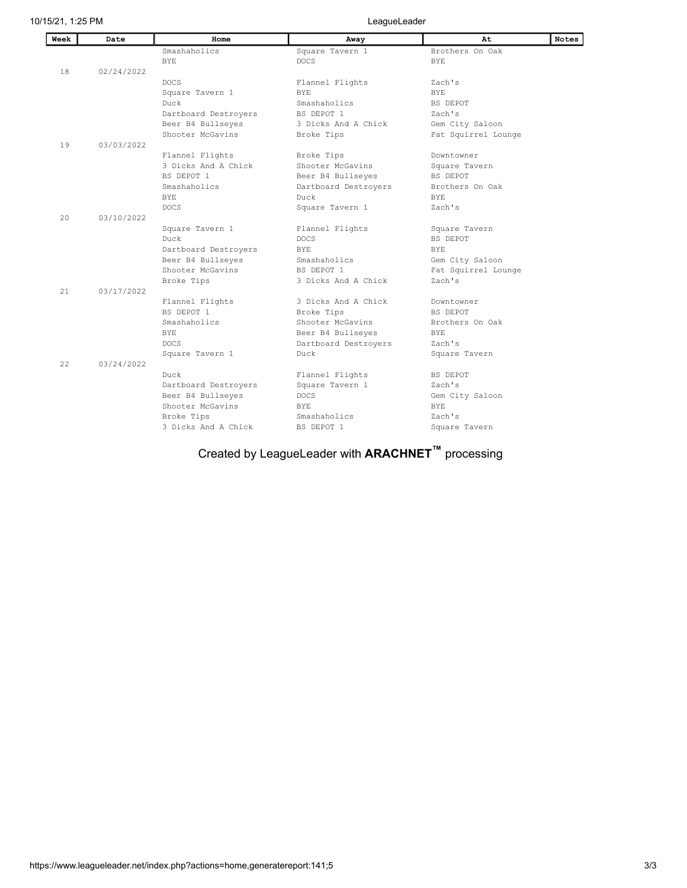| Week | Date | Home | Away | At | Notes |
|---|---|---|---|---|---|
| | | Smashaholics | Square Tavern 1 | Brothers On Oak | |
| | | BYE | DOCS | BYE | |
| 18 | 02/24/2022 | | | | |
| | | DOCS | Flannel Flights | Zach's | |
| | | Square Tavern 1 | BYE | BYE | |
| | | Duck | Smashaholics | BS DEPOT | |
| | | Dartboard Destroyers | BS DEPOT 1 | Zach's | |
| | | Beer B4 Bullseyes | 3 Dicks And A Chick | Gem City Saloon | |
| | | Shooter McGavins | Broke Tips | Fat Squirrel Lounge | |
| 19 | 03/03/2022 | | | | |
| | | Flannel Flights | Broke Tips | Downtowner | |
| | | 3 Dicks And A Chick | Shooter McGavins | Square Tavern | |
| | | BS DEPOT 1 | Beer B4 Bullseyes | BS DEPOT | |
| | | Smashaholics | Dartboard Destroyers | Brothers On Oak | |
| | | BYE | Duck | BYE | |
| | | DOCS | Square Tavern 1 | Zach's | |
| 20 | 03/10/2022 | | | | |
| | | Square Tavern 1 | Flannel Flights | Square Tavern | |
| | | Duck | DOCS | BS DEPOT | |
| | | Dartboard Destroyers | BYE | BYE | |
| | | Beer B4 Bullseyes | Smashaholics | Gem City Saloon | |
| | | Shooter McGavins | BS DEPOT 1 | Fat Squirrel Lounge | |
| | | Broke Tips | 3 Dicks And A Chick | Zach's | |
| 21 | 03/17/2022 | | | | |
| | | Flannel Flights | 3 Dicks And A Chick | Downtowner | |
| | | BS DEPOT 1 | Broke Tips | BS DEPOT | |
| | | Smashaholics | Shooter McGavins | Brothers On Oak | |
| | | BYE | Beer B4 Bullseyes | BYE | |
| | | DOCS | Dartboard Destroyers | Zach's | |
| | | Square Tavern 1 | Duck | Square Tavern | |
| 22 | 03/24/2022 | | | | |
| | | Duck | Flannel Flights | BS DEPOT | |
| | | Dartboard Destroyers | Square Tavern 1 | Zach's | |
| | | Beer B4 Bullseyes | DOCS | Gem City Saloon | |
| | | Shooter McGavins | BYE | BYE | |
| | | Broke Tips | Smashaholics | Zach's | |
| | | 3 Dicks And A Chick | BS DEPOT 1 | Square Tavern | |

Created by LeagueLeader with **ARACHNET™** processing